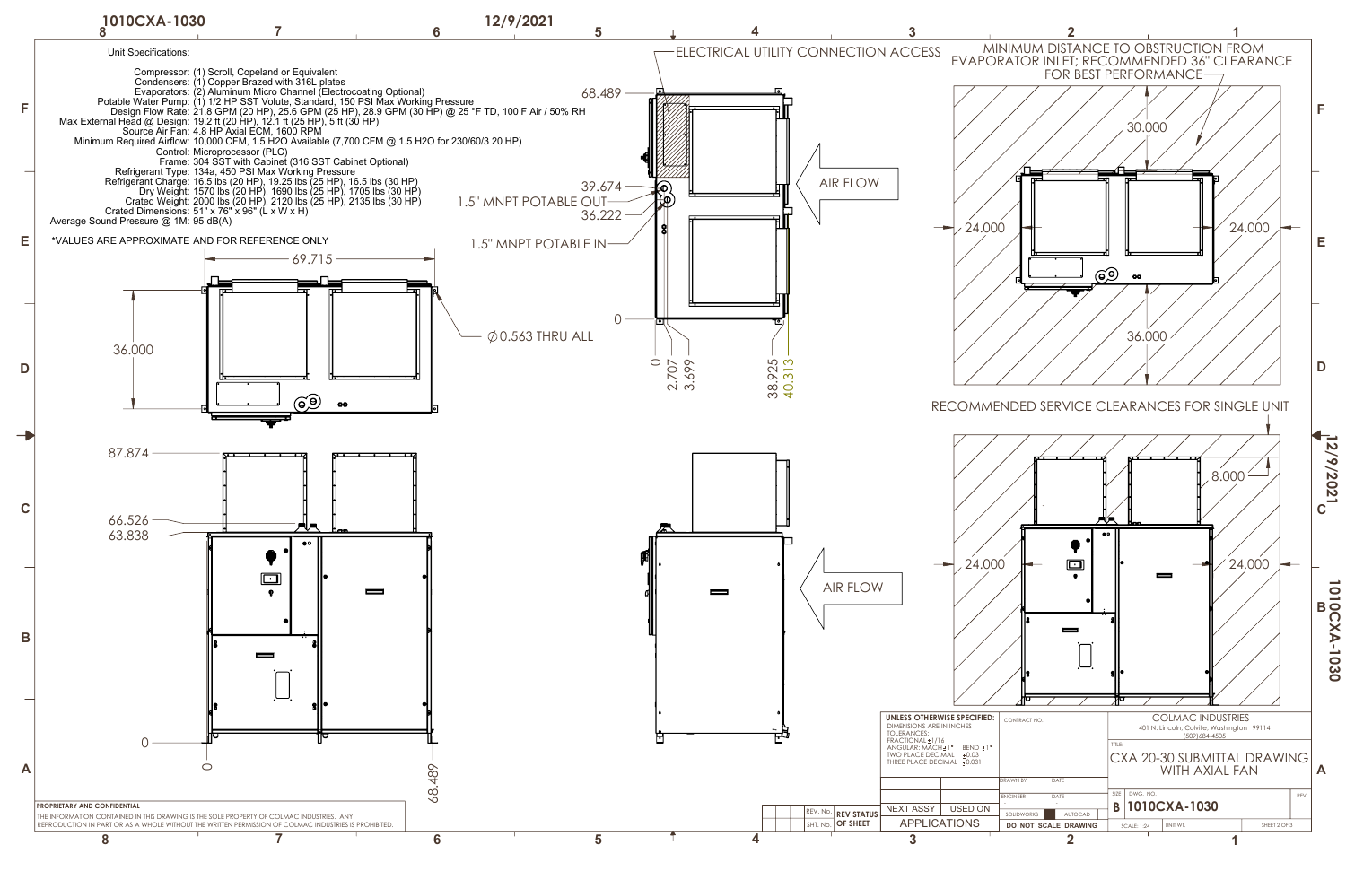1010CXA-1030

12/9/2021

Unit Specifications:

- Compressor: (1) Scroll, Copeland or Equivalent
- Condensers: (1) Copper Brazed with 316L plates
- Evaporators: (2) Aluminum Micro Channel (Electrocoating Optional)
- Potable Water Pump: (1) 1/2 HP SST Volute, Standard, 150 PSI Max Working Pressure
- Design Flow Rate: 21.8 GPM (20 HP), 25.6 GPM (25 HP), 28.9 GPM (30 HP) @ 25 °F TD, 100 F Air / 50% RH
- Max External Head @ Design: 19.2 ft (20 HP), 12.1 ft (25 HP), 5 ft (30 HP)
- Source Air Fan: 4.8 HP Axial ECM, 1600 RPM
- Minimum Required Airflow: 10,000 CFM, 1.5 H2O Available (7,700 CFM @ 1.5 H2O for 230/60/3 20 HP)
- Control: Microprocessor (PLC)
- Frame: 304 SST with Cabinet (316 SST Cabinet Optional)
- Refrigerant Type: 134a, 450 PSI Max Working Pressure
- Refrigerant Charge: 16.5 lbs (20 HP), 19.25 lbs (25 HP), 16.5 lbs (30 HP)
- Dry Weight: 1570 lbs (20 HP), 1690 lbs (25 HP), 1705 lbs (30 HP)
- Crated Weight: 2000 lbs (20 HP), 2120 lbs (25 HP), 2135 lbs (30 HP)
- Crated Dimensions: 51" x 76" x 96" (L x W x H)
- Average Sound Pressure @ 1M: 95 dB(A)

*VALUES ARE APPROXIMATE AND FOR REFERENCE ONLY

69.715

36.000

Ø0.563 THRU ALL

ELECTRICAL UTILITY CONNECTION ACCESS

68.489

39.674

1.5" MNPT POTABLE OUT

36.222

1.5" MNPT POTABLE IN

0

0 2.707 3.699 38.925 40.313

AIR FLOW

87.874

66.526

63.838

0

0 68.489

AIR FLOW

MINIMUM DISTANCE TO OBSTRUCTION FROM EVAPORATOR INLET; RECOMMENDED 36" CLEARANCE FOR BEST PERFORMANCE

30.000

24.000 24.000

36.000

RECOMMENDED SERVICE CLEARANCES FOR SINGLE UNIT

8.000

24.000 24.000

UNLESS OTHERWISE SPECIFIED:
DIMENSIONS ARE IN INCHES
TOLERANCES:
FRACTIONAL ±1/16
ANGULAR: MACH ±1° BEND ±1°
TWO PLACE DECIMAL ±0.03
THREE PLACE DECIMAL ±0.031

CONTRACT NO.

DRAWN BY DATE

ENGINEER DATE

NEXT ASSY | USED ON

APPLICATIONS

SOLIDWORKS AUTOCAD

DO NOT SCALE DRAWING

REV. No. REV STATUS
SHT. No. OF SHEET

COLMAC INDUSTRIES
401 N. Lincoln, Colville, Washington 99114
(509)684-4505

TITLE: CXA 20-30 SUBMITTAL DRAWING WITH AXIAL FAN

SIZE B DWG. NO. 1010CXA-1030 REV

SCALE: 1:24 UNIT WT. SHEET 2 OF 3

PROPRIETARY AND CONFIDENTIAL
THE INFORMATION CONTAINED IN THIS DRAWING IS THE SOLE PROPERTY OF COLMAC INDUSTRIES. ANY REPRODUCTION IN PART OR AS A WHOLE WITHOUT THE WRITTEN PERMISSION OF COLMAC INDUSTRIES IS PROHIBITED.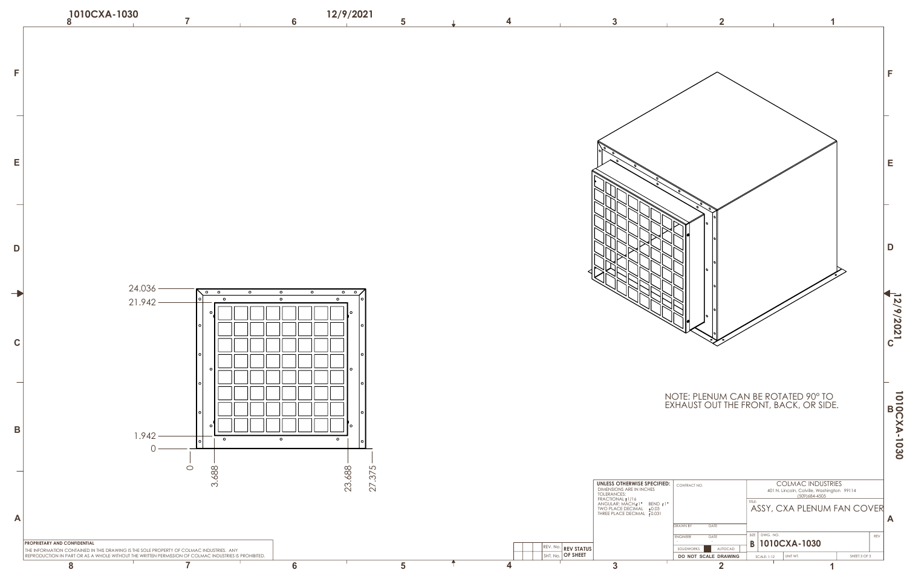1010CXA-1030

12/9/2021

24.036
21.942
1.942
0

0
3.688
23.688
27.375

NOTE: PLENUM CAN BE ROTATED 90° TO EXHAUST OUT THE FRONT, BACK, OR SIDE.

**UNLESS OTHERWISE SPECIFIED:**
DIMENSIONS ARE IN INCHES
TOLERANCES:
FRACTIONAL ±1/16
ANGULAR: MACH ±1° BEND ±1°
TWO PLACE DECIMAL ±0.03
THREE PLACE DECIMAL ±0.031

CONTRACT NO.

| DRAWN BY | DATE |
| --- | --- |
| ENGINEER | DATE |
| SOLIDWORKS | AUTOCAD |

**DO NOT SCALE DRAWING**

COLMAC INDUSTRIES
401 N. Lincoln, Colville, Washington 99114
(509)684-4505

TITLE:
ASSY, CXA PLENUM FAN COVER

| SIZE | DWG. NO. | REV |
| --- | --- | --- |
| B | 1010CXA-1030 | |

SCALE: 1:12 | UNIT WT. | SHEET 3 OF 3

| REV. No. | REV STATUS |
| --- | --- |
| SHT. No. | OF SHEET |

**PROPRIETARY AND CONFIDENTIAL**
THE INFORMATION CONTAINED IN THIS DRAWING IS THE SOLE PROPERTY OF COLMAC INDUSTRIES. ANY REPRODUCTION IN PART OR AS A WHOLE WITHOUT THE WRITTEN PERMISSION OF COLMAC INDUSTRIES IS PROHIBITED.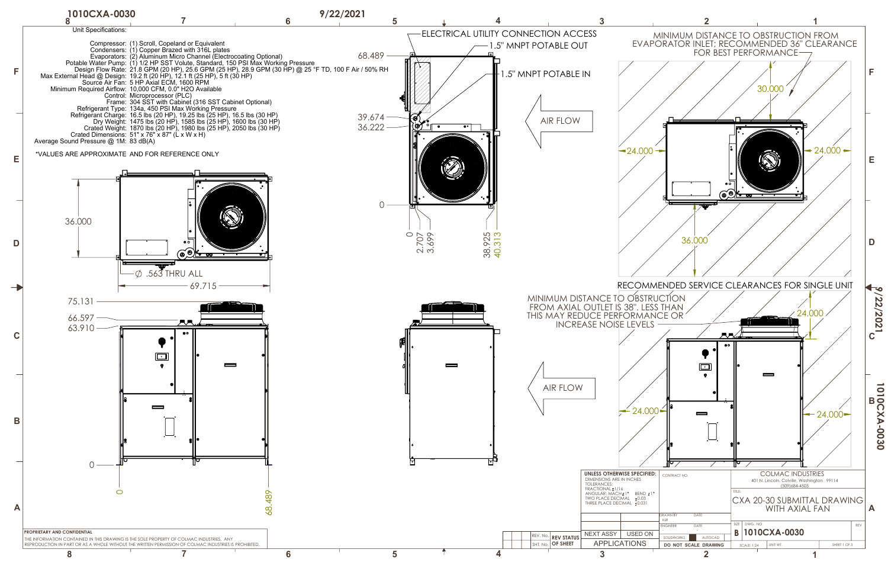# 1010CXA-0030

9/22/2021

## Unit Specifications:

- Compressor: (1) Scroll, Copeland or Equivalent
- Condensers: (1) Copper Brazed with 316L plates
- Evaporators: (2) Aluminum Micro Channel (Electrocoating Optional)
- Potable Water Pump: (1) 1/2 HP SST Volute, Standard, 150 PSI Max Working Pressure
- Design Flow Rate: 21.8 GPM (20 HP), 25.6 GPM (25 HP), 28.9 GPM (30 HP) @ 25 °F TD, 100 F Air / 50% RH
- Max External Head @ Design: 19.2 ft (20 HP), 12.1 ft (25 HP), 5 ft (30 HP)
- Source Air Fan: 5 HP Axial ECM, 1600 RPM
- Minimum Required Airflow: 10,000 CFM, 0.0" H2O Available
- Control: Microprocessor (PLC)
- Frame: 304 SST with Cabinet (316 SST Cabinet Optional)
- Refrigerant Type: 134a, 450 PSI Max Working Pressure
- Refrigerant Charge: 16.5 lbs (20 HP), 19.25 lbs (25 HP), 16.5 lbs (30 HP)
- Dry Weight: 1475 lbs (20 HP), 1585 lbs (25 HP), 1600 lbs (30 HP)
- Crated Weight: 1870 lbs (20 HP), 1980 lbs (25 HP), 2050 lbs (30 HP)
- Crated Dimensions: 51" x 76" x 87" (L x W x H)
- Average Sound Pressure @ 1M: 83 dB(A)

*VALUES ARE APPROXIMATE AND FOR REFERENCE ONLY

ELECTRICAL UTILITY CONNECTION ACCESS

1.5" MNPT POTABLE OUT

1.5" MNPT POTABLE IN

AIR FLOW

Ø .563 THRU ALL

Dimensions: 36.000, 69.715, 75.131, 66.597, 63.910, 0, 68.489, 39.674, 36.222, 2.707, 3.699, 38.925, 40.313

MINIMUM DISTANCE TO OBSTRUCTION FROM EVAPORATOR INLET; RECOMMENDED 36" CLEARANCE FOR BEST PERFORMANCE

30.000, 24.000, 24.000, 36.000

RECOMMENDED SERVICE CLEARANCES FOR SINGLE UNIT

MINIMUM DISTANCE TO OBSTRUCTION FROM AXIAL OUTLET IS 38". LESS THAN THIS MAY REDUCE PERFORMANCE OR INCREASE NOISE LEVELS

24.000, 24.000, 24.000

UNLESS OTHERWISE SPECIFIED: DIMENSIONS ARE IN INCHES
TOLERANCES:
FRACTIONAL ±1/16
ANGULAR: MACH ±1° BEND ±1°
TWO PLACE DECIMAL ±0.03
THREE PLACE DECIMAL ±0.031

CONTRACT NO.

DRAWN BY: KJR

ENGINEER

NEXT ASSY | USED ON

APPLICATIONS

SOLIDWORKS | AUTOCAD

DO NOT SCALE DRAWING

REV. No. / SHT. No. — REV STATUS OF SHEET

COLMAC INDUSTRIES
401 N. Lincoln, Colville, Washington 99114
(509)684-4505

TITLE: CXA 20-30 SUBMITTAL DRAWING WITH AXIAL FAN

SIZE: B | DWG. NO. 1010CXA-0030 | REV

SCALE: 1:24 | UNIT WT. | SHEET 1 OF 3

PROPRIETARY AND CONFIDENTIAL
THE INFORMATION CONTAINED IN THIS DRAWING IS THE SOLE PROPERTY OF COLMAC INDUSTRIES. ANY REPRODUCTION IN PART OR AS A WHOLE WITHOUT THE WRITTEN PERMISSION OF COLMAC INDUSTRIES IS PROHIBITED.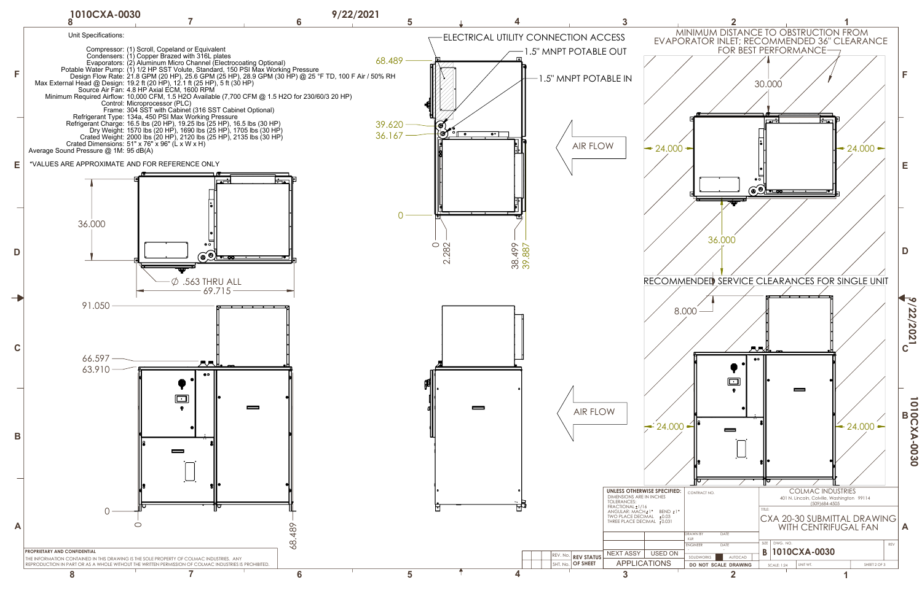# 1010CXA-0030

9/22/2021

Unit Specifications:

- Compressor: (1) Scroll, Copeland or Equivalent
- Condensers: (1) Copper Brazed with 316L plates
- Evaporators: (2) Aluminum Micro Channel (Electrocoating Optional)
- Potable Water Pump: (1) 1/2 HP SST Volute, Standard, 150 PSI Max Working Pressure
- Design Flow Rate: 21.8 GPM (20 HP), 25.6 GPM (25 HP), 28.9 GPM (30 HP) @ 25 °F TD, 100 F Air / 50% RH
- Max External Head @ Design: 19.2 ft (20 HP), 12.1 ft (25 HP), 5 ft (30 HP)
- Source Air Fan: 4.8 HP Axial ECM, 1600 RPM
- Minimum Required Airflow: 10,000 CFM, 1.5 H2O Available (7,700 CFM @ 1.5 H2O for 230/60/3 20 HP)
- Control: Microprocessor (PLC)
- Frame: 304 SST with Cabinet (316 SST Cabinet Optional)
- Refrigerant Type: 134a, 450 PSI Max Working Pressure
- Refrigerant Charge: 16.5 lbs (20 HP), 19.25 lbs (25 HP), 16.5 lbs (30 HP)
- Dry Weight: 1570 lbs (20 HP), 1690 lbs (25 HP), 1705 lbs (30 HP)
- Crated Weight: 2000 lbs (20 HP), 2120 lbs (25 HP), 2135 lbs (30 HP)
- Crated Dimensions: 51" x 76" x 96" (L x W x H)
- Average Sound Pressure @ 1M: 95 dB(A)

*VALUES ARE APPROXIMATE AND FOR REFERENCE ONLY

ELECTRICAL UTILITY CONNECTION ACCESS

1.5" MNPT POTABLE OUT

1.5" MNPT POTABLE IN

AIR FLOW

Ø .563 THRU ALL

36.000, 69.715, 91.050, 66.597, 63.910, 0, 68.489

68.489, 39.620, 36.167, 0, 0, 2.282, 38.499, 39.887

MINIMUM DISTANCE TO OBSTRUCTION FROM EVAPORATOR INLET; RECOMMENDED 36" CLEARANCE FOR BEST PERFORMANCE

30.000, 24.000, 24.000, 36.000

RECOMMENDED SERVICE CLEARANCES FOR SINGLE UNIT

8.000, 24.000, 24.000

PROPRIETARY AND CONFIDENTIAL

THE INFORMATION CONTAINED IN THIS DRAWING IS THE SOLE PROPERTY OF COLMAC INDUSTRIES. ANY REPRODUCTION IN PART OR AS A WHOLE WITHOUT THE WRITTEN PERMISSION OF COLMAC INDUSTRIES IS PROHIBITED.

UNLESS OTHERWISE SPECIFIED:
DIMENSIONS ARE IN INCHES
TOLERANCES:
FRACTIONAL ±1/16
ANGULAR: MACH ±1° BEND ±1°
TWO PLACE DECIMAL ±0.03
THREE PLACE DECIMAL ±0.031

CONTRACT NO.

DRAWN BY KJR — DATE

ENGINEER — DATE

SOLIDWORKS — AUTOCAD

DO NOT SCALE DRAWING

NEXT ASSY — USED ON

APPLICATIONS

REV. No. — REV STATUS
SHT. No. — OF SHEET

COLMAC INDUSTRIES
401 N. Lincoln, Colville, Washington 99114
(509)684-4505

TITLE: CXA 20-30 SUBMITTAL DRAWING WITH CENTRIFUGAL FAN

SIZE B — DWG. NO. 1010CXA-0030 — REV

SCALE: 1:24 — UNIT WT. — SHEET 2 OF 3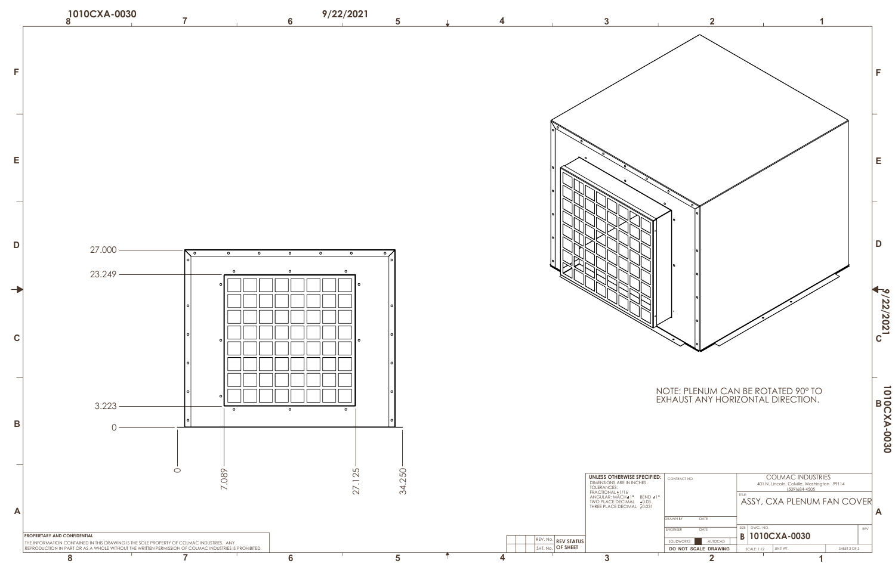NOTE: PLENUM CAN BE ROTATED 90° TO EXHAUST ANY HORIZONTAL DIRECTION.

27.000
23.249
3.223
0
0
7.089
27.125
34.250

**UNLESS OTHERWISE SPECIFIED:**
DIMENSIONS ARE IN INCHES
TOLERANCES:
FRACTIONAL ±1/16
ANGULAR: MACH ±1° BEND ±1°
TWO PLACE DECIMAL ±0.03
THREE PLACE DECIMAL ±0.031

CONTRACT NO.

DRAWN BY | DATE

ENGINEER | DATE

SOLIDWORKS | AUTOCAD

**DO NOT SCALE DRAWING**

COLMAC INDUSTRIES
401 N. Lincoln, Colville, Washington 99114
(509)684-4505

TITLE:
ASSY, CXA PLENUM FAN COVER

SIZE: B
DWG. NO.: **1010CXA-0030**
REV

SCALE: 1:12 | UNIT WT. | SHEET 3 OF 3

REV. No. | **REV STATUS**
SHT. No. | **OF SHEET**

**PROPRIETARY AND CONFIDENTIAL**
THE INFORMATION CONTAINED IN THIS DRAWING IS THE SOLE PROPERTY OF COLMAC INDUSTRIES. ANY REPRODUCTION IN PART OR AS A WHOLE WITHOUT THE WRITTEN PERMISSION OF COLMAC INDUSTRIES IS PROHIBITED.